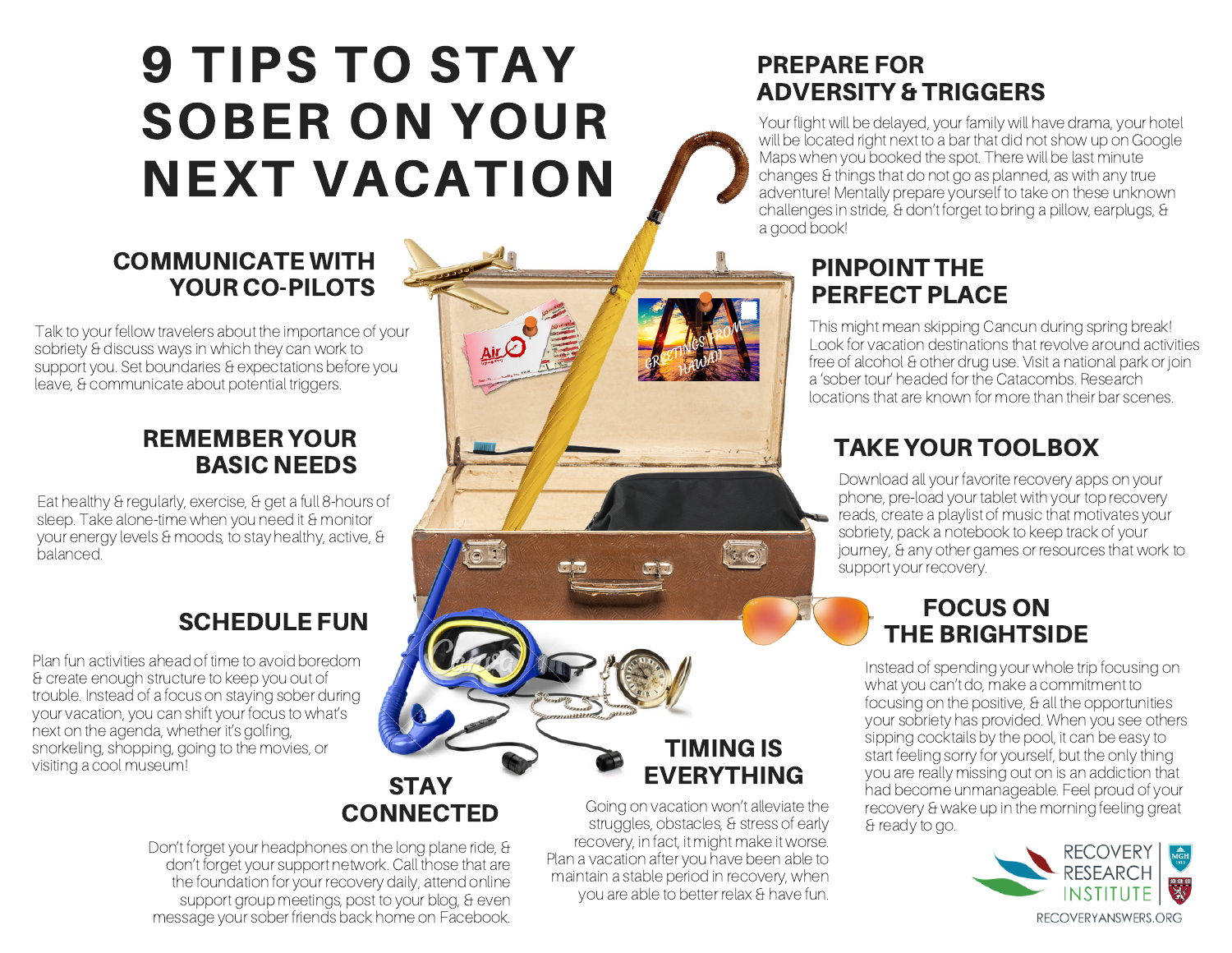# 9 TIPS TO STAY SOBER ON YOUR NEXT VACATION

## COMMUNICATE WITH YOUR CO-PILOTS

Talk to your fellow travelers about the importance of your sobriety & discuss ways in which they can work to support you. Set boundaries & expectations before you leave, & communicate about potential triggers.

## REMEMBER YOUR BASIC NEEDS

Eat healthy & regularly, exercise, & get a full 8-hours of sleep. Take alone-time when you need it & monitor your energy levels & moods, to stay healthy, active, & balanced.

## SCHEDULE FUN

Plan fun activities ahead of time to avoid boredom & create enough structure to keep you out of trouble. Instead of a focus on staying sober during your vacation, you can shift your focus to what's next on the agenda, whether it's golfing, snorkeling, shopping, going to the movies, or visiting a cool museum!

## STAY CONNECTED

Don't forget your headphones on the long plane ride, & don't forget your support network. Call those that are the foundation for your recovery daily, attend online support group meetings, post to your blog, & even message your sober friends back home on Facebook.

## TIMING IS EVERYTHING

Going on vacation won't alleviate the struggles, obstacles, & stress of early recovery, in fact, it might make it worse. Plan a vacation after you have been able to maintain a stable period in recovery, when you are able to better relax & have fun.

## PREPARE FOR ADVERSITY & TRIGGERS

Your flight will be delayed, your family will have drama, your hotel will be located right next to a bar that did not show up on Google Maps when you booked the spot. There will be last minute changes & things that do not go as planned, as with any true adventure! Mentally prepare yourself to take on these unknown challenges in stride, & don't forget to bring a pillow, earplugs, & a good book!

## PINPOINT THE PERFECT PLACE

This might mean skipping Cancun during spring break! Look for vacation destinations that revolve around activities free of alcohol & other drug use. Visit a national park or join a 'sober tour' headed for the Catacombs. Research locations that are known for more than their bar scenes.

## TAKE YOUR TOOLBOX

Download all your favorite recovery apps on your phone, pre-load your tablet with your top recovery reads, create a playlist of music that motivates your sobriety, pack a notebook to keep track of your journey, & any other games or resources that work to support your recovery.

## FOCUS ON THE BRIGHTSIDE

Instead of spending your whole trip focusing on what you can't do, make a commitment to focusing on the positive, & all the opportunities your sobriety has provided. When you see others sipping cocktails by the pool, it can be easy to start feeling sorry for yourself, but the only thing you are really missing out on is an addiction that had become unmanageable. Feel proud of your recovery & wake up in the morning feeling great & ready to go.

RECOVERY RESEARCH INSTITUTE

RECOVERYANSWERS.ORG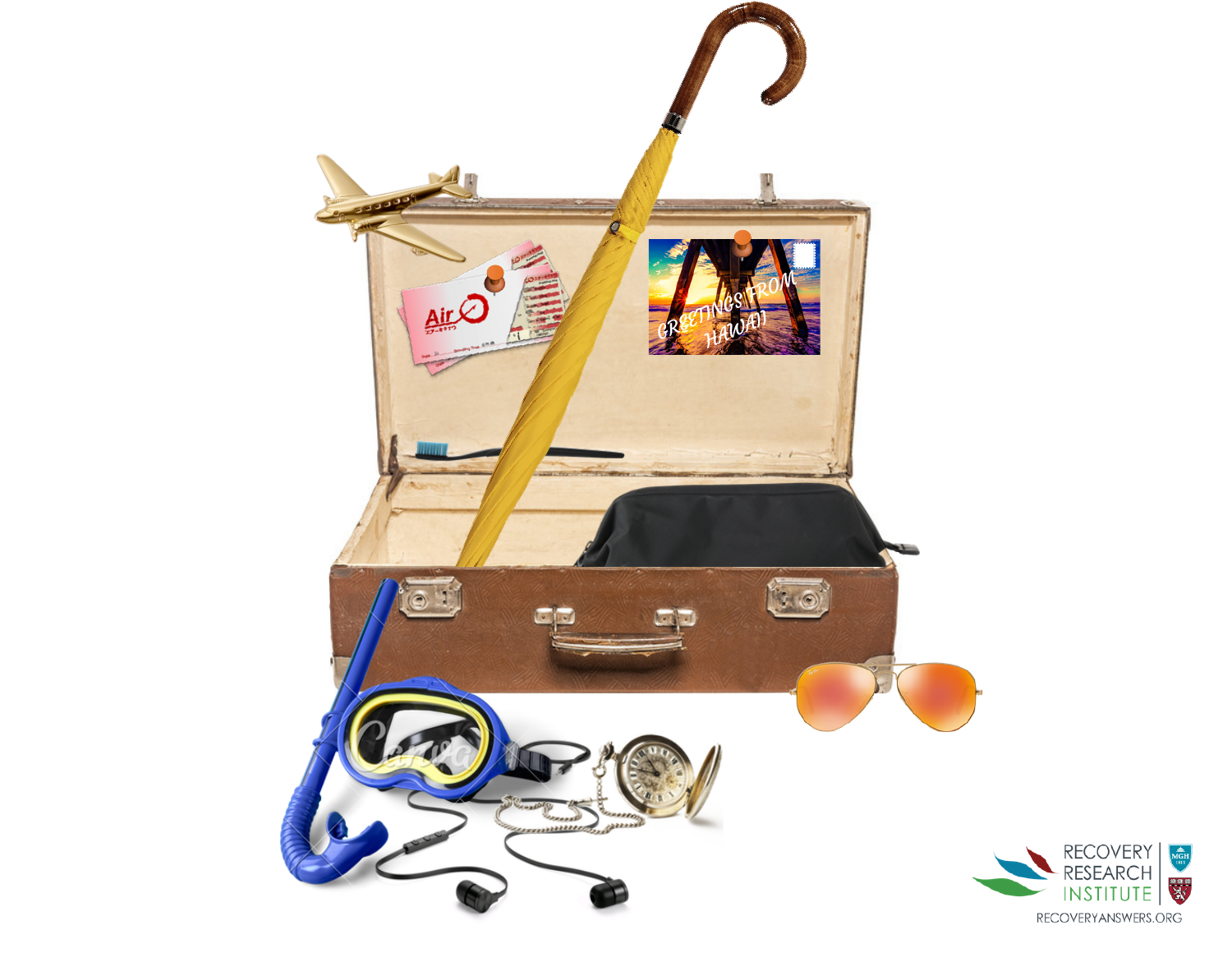RECOVERY RESEARCH INSTITUTE

RECOVERYANSWERS.ORG